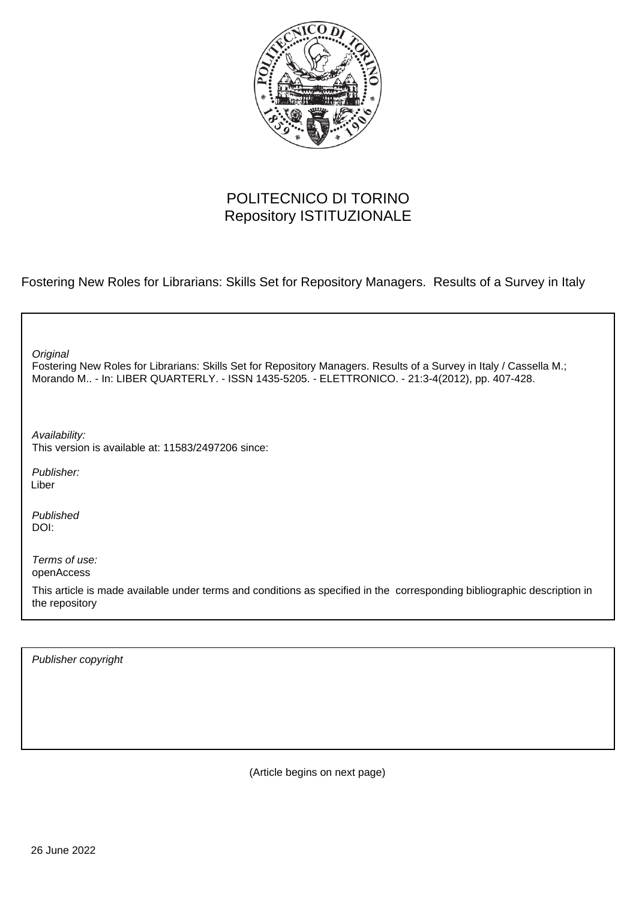POLITECNICO DI TORINO
Repository ISTITUZIONALE

Fostering New Roles for Librarians: Skills Set for Repository Managers. Results of a Survey in Italy

*Original*
Fostering New Roles for Librarians: Skills Set for Repository Managers. Results of a Survey in Italy / Cassella M.; Morando M.. - In: LIBER QUARTERLY. - ISSN 1435-5205. - ELETTRONICO. - 21:3-4(2012), pp. 407-428.

*Availability:*
This version is available at: 11583/2497206 since:

*Publisher:*
Liber

*Published*
DOI:

*Terms of use:*
openAccess

This article is made available under terms and conditions as specified in the corresponding bibliographic description in the repository

*Publisher copyright*

(Article begins on next page)

26 June 2022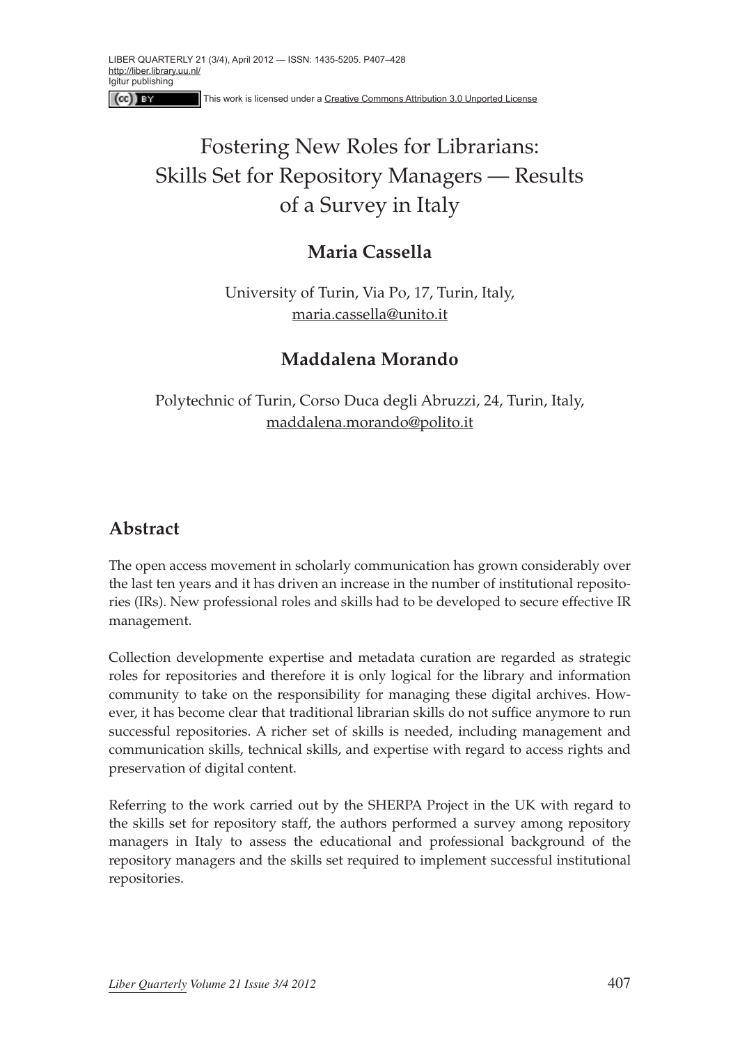# Fostering New Roles for Librarians: Skills Set for Repository Managers — Results of a Survey in Italy

**Maria Cassella**

University of Turin, Via Po, 17, Turin, Italy, maria.cassella@unito.it

**Maddalena Morando**

Polytechnic of Turin, Corso Duca degli Abruzzi, 24, Turin, Italy, maddalena.morando@polito.it

## Abstract

The open access movement in scholarly communication has grown considerably over the last ten years and it has driven an increase in the number of institutional repositories (IRs). New professional roles and skills had to be developed to secure effective IR management.

Collection developmente expertise and metadata curation are regarded as strategic roles for repositories and therefore it is only logical for the library and information community to take on the responsibility for managing these digital archives. However, it has become clear that traditional librarian skills do not suffice anymore to run successful repositories. A richer set of skills is needed, including management and communication skills, technical skills, and expertise with regard to access rights and preservation of digital content.

Referring to the work carried out by the SHERPA Project in the UK with regard to the skills set for repository staff, the authors performed a survey among repository managers in Italy to assess the educational and professional background of the repository managers and the skills set required to implement successful institutional repositories.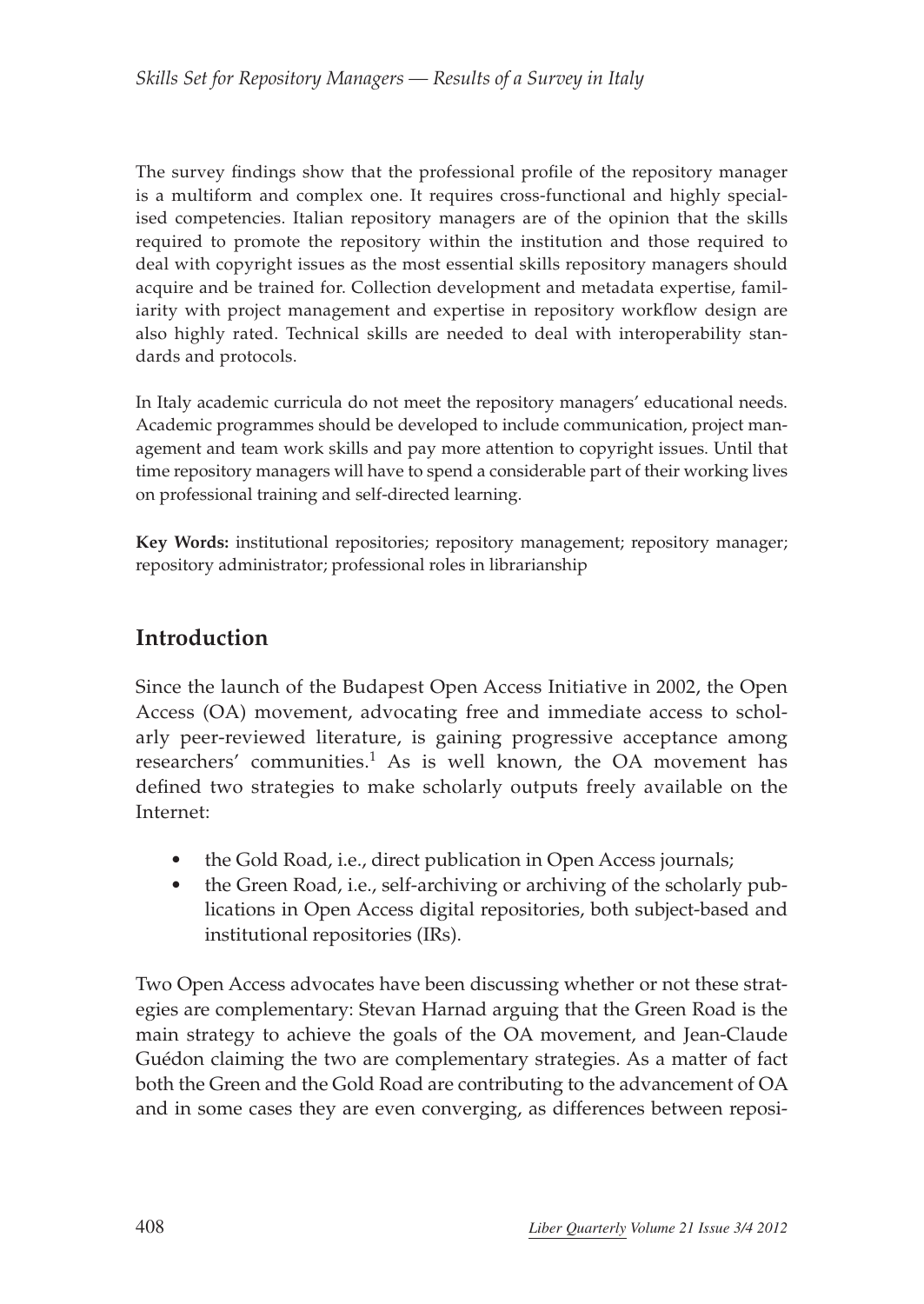The survey findings show that the professional profile of the repository manager is a multiform and complex one. It requires cross-functional and highly specialised competencies. Italian repository managers are of the opinion that the skills required to promote the repository within the institution and those required to deal with copyright issues as the most essential skills repository managers should acquire and be trained for. Collection development and metadata expertise, familiarity with project management and expertise in repository workflow design are also highly rated. Technical skills are needed to deal with interoperability standards and protocols.

In Italy academic curricula do not meet the repository managers' educational needs. Academic programmes should be developed to include communication, project management and team work skills and pay more attention to copyright issues. Until that time repository managers will have to spend a considerable part of their working lives on professional training and self-directed learning.

**Key Words:** institutional repositories; repository management; repository manager; repository administrator; professional roles in librarianship

## Introduction

Since the launch of the Budapest Open Access Initiative in 2002, the Open Access (OA) movement, advocating free and immediate access to scholarly peer-reviewed literature, is gaining progressive acceptance among researchers' communities.[1] As is well known, the OA movement has defined two strategies to make scholarly outputs freely available on the Internet:

- the Gold Road, i.e., direct publication in Open Access journals;
- the Green Road, i.e., self-archiving or archiving of the scholarly publications in Open Access digital repositories, both subject-based and institutional repositories (IRs).

Two Open Access advocates have been discussing whether or not these strategies are complementary: Stevan Harnad arguing that the Green Road is the main strategy to achieve the goals of the OA movement, and Jean-Claude Guédon claiming the two are complementary strategies. As a matter of fact both the Green and the Gold Road are contributing to the advancement of OA and in some cases they are even converging, as differences between reposi-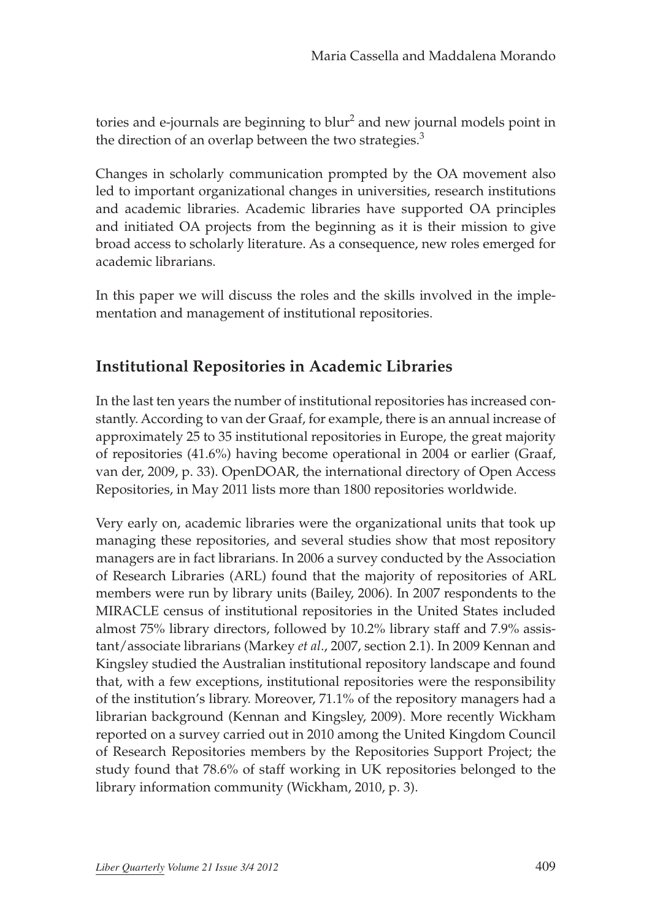tories and e-journals are beginning to blur[2] and new journal models point in the direction of an overlap between the two strategies.[3]

Changes in scholarly communication prompted by the OA movement also led to important organizational changes in universities, research institutions and academic libraries. Academic libraries have supported OA principles and initiated OA projects from the beginning as it is their mission to give broad access to scholarly literature. As a consequence, new roles emerged for academic librarians.

In this paper we will discuss the roles and the skills involved in the implementation and management of institutional repositories.

## Institutional Repositories in Academic Libraries

In the last ten years the number of institutional repositories has increased constantly. According to van der Graaf, for example, there is an annual increase of approximately 25 to 35 institutional repositories in Europe, the great majority of repositories (41.6%) having become operational in 2004 or earlier (Graaf, van der, 2009, p. 33). OpenDOAR, the international directory of Open Access Repositories, in May 2011 lists more than 1800 repositories worldwide.

Very early on, academic libraries were the organizational units that took up managing these repositories, and several studies show that most repository managers are in fact librarians. In 2006 a survey conducted by the Association of Research Libraries (ARL) found that the majority of repositories of ARL members were run by library units (Bailey, 2006). In 2007 respondents to the MIRACLE census of institutional repositories in the United States included almost 75% library directors, followed by 10.2% library staff and 7.9% assistant/associate librarians (Markey *et al*., 2007, section 2.1). In 2009 Kennan and Kingsley studied the Australian institutional repository landscape and found that, with a few exceptions, institutional repositories were the responsibility of the institution's library. Moreover, 71.1% of the repository managers had a librarian background (Kennan and Kingsley, 2009). More recently Wickham reported on a survey carried out in 2010 among the United Kingdom Council of Research Repositories members by the Repositories Support Project; the study found that 78.6% of staff working in UK repositories belonged to the library information community (Wickham, 2010, p. 3).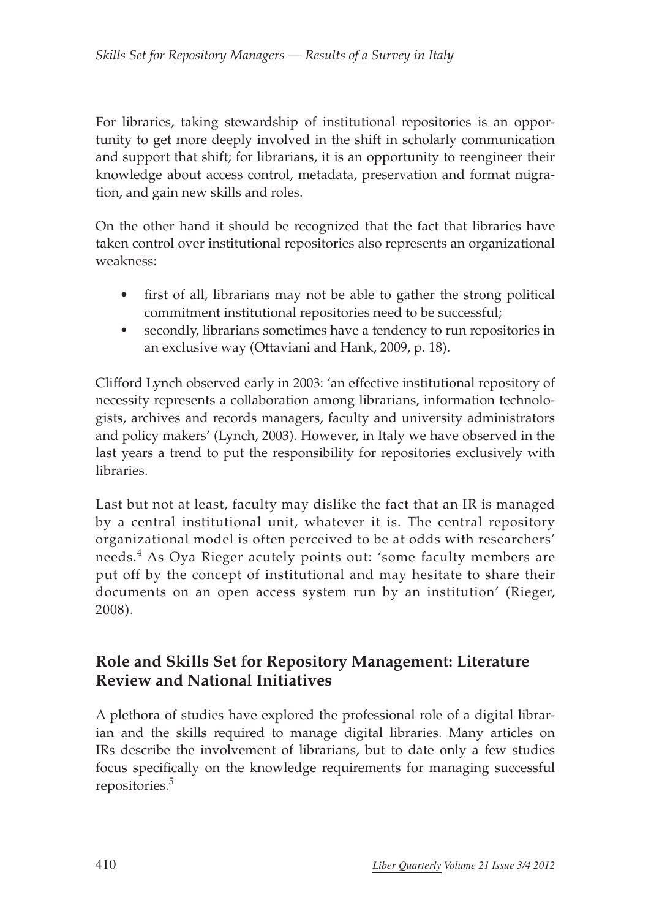For libraries, taking stewardship of institutional repositories is an opportunity to get more deeply involved in the shift in scholarly communication and support that shift; for librarians, it is an opportunity to reengineer their knowledge about access control, metadata, preservation and format migration, and gain new skills and roles.

On the other hand it should be recognized that the fact that libraries have taken control over institutional repositories also represents an organizational weakness:

- first of all, librarians may not be able to gather the strong political commitment institutional repositories need to be successful;
- secondly, librarians sometimes have a tendency to run repositories in an exclusive way (Ottaviani and Hank, 2009, p. 18).

Clifford Lynch observed early in 2003: 'an effective institutional repository of necessity represents a collaboration among librarians, information technologists, archives and records managers, faculty and university administrators and policy makers' (Lynch, 2003). However, in Italy we have observed in the last years a trend to put the responsibility for repositories exclusively with libraries.

Last but not at least, faculty may dislike the fact that an IR is managed by a central institutional unit, whatever it is. The central repository organizational model is often perceived to be at odds with researchers' needs.[4] As Oya Rieger acutely points out: 'some faculty members are put off by the concept of institutional and may hesitate to share their documents on an open access system run by an institution' (Rieger, 2008).

## Role and Skills Set for Repository Management: Literature Review and National Initiatives

A plethora of studies have explored the professional role of a digital librarian and the skills required to manage digital libraries. Many articles on IRs describe the involvement of librarians, but to date only a few studies focus specifically on the knowledge requirements for managing successful repositories.[5]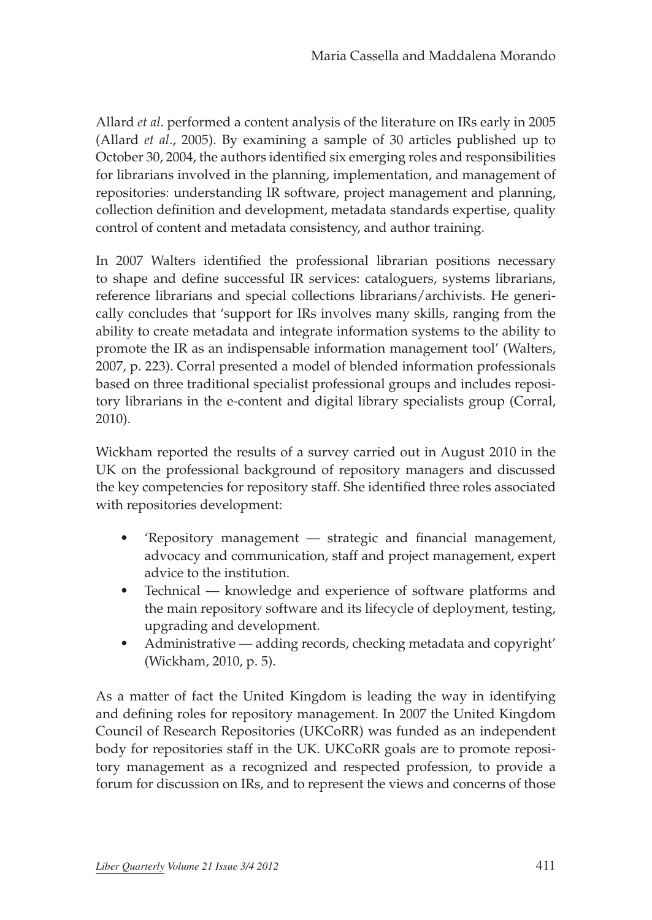Allard *et al*. performed a content analysis of the literature on IRs early in 2005 (Allard *et al*., 2005). By examining a sample of 30 articles published up to October 30, 2004, the authors identified six emerging roles and responsibilities for librarians involved in the planning, implementation, and management of repositories: understanding IR software, project management and planning, collection definition and development, metadata standards expertise, quality control of content and metadata consistency, and author training.

In 2007 Walters identified the professional librarian positions necessary to shape and define successful IR services: cataloguers, systems librarians, reference librarians and special collections librarians/archivists. He generically concludes that 'support for IRs involves many skills, ranging from the ability to create metadata and integrate information systems to the ability to promote the IR as an indispensable information management tool' (Walters, 2007, p. 223). Corral presented a model of blended information professionals based on three traditional specialist professional groups and includes repository librarians in the e-content and digital library specialists group (Corral, 2010).

Wickham reported the results of a survey carried out in August 2010 in the UK on the professional background of repository managers and discussed the key competencies for repository staff. She identified three roles associated with repositories development:

- 'Repository management — strategic and financial management, advocacy and communication, staff and project management, expert advice to the institution.
- Technical — knowledge and experience of software platforms and the main repository software and its lifecycle of deployment, testing, upgrading and development.
- Administrative — adding records, checking metadata and copyright' (Wickham, 2010, p. 5).

As a matter of fact the United Kingdom is leading the way in identifying and defining roles for repository management. In 2007 the United Kingdom Council of Research Repositories (UKCoRR) was funded as an independent body for repositories staff in the UK. UKCoRR goals are to promote repository management as a recognized and respected profession, to provide a forum for discussion on IRs, and to represent the views and concerns of those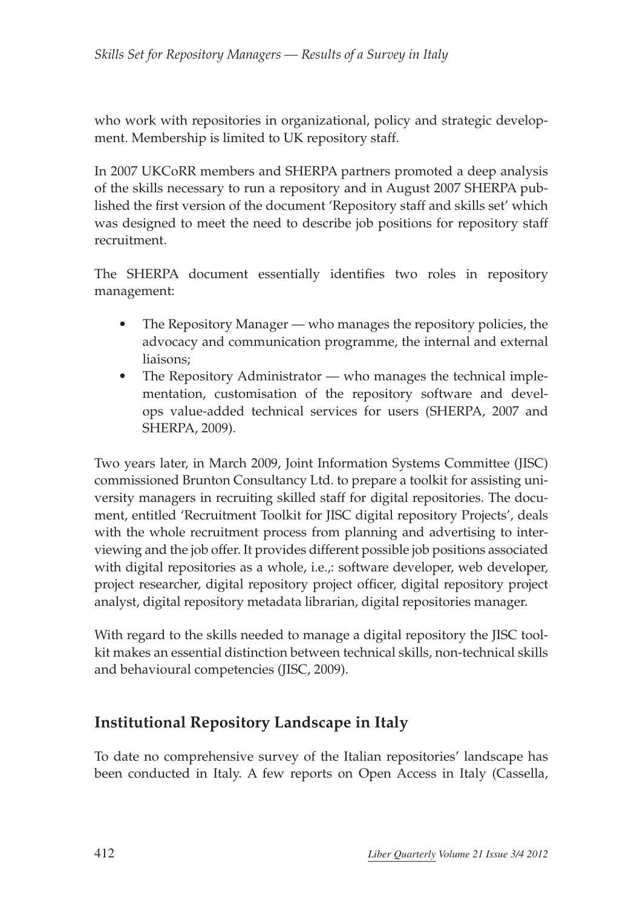who work with repositories in organizational, policy and strategic development. Membership is limited to UK repository staff.

In 2007 UKCoRR members and SHERPA partners promoted a deep analysis of the skills necessary to run a repository and in August 2007 SHERPA published the first version of the document 'Repository staff and skills set' which was designed to meet the need to describe job positions for repository staff recruitment.

The SHERPA document essentially identifies two roles in repository management:

- The Repository Manager — who manages the repository policies, the advocacy and communication programme, the internal and external liaisons;
- The Repository Administrator — who manages the technical implementation, customisation of the repository software and develops value-added technical services for users (SHERPA, 2007 and SHERPA, 2009).

Two years later, in March 2009, Joint Information Systems Committee (JISC) commissioned Brunton Consultancy Ltd. to prepare a toolkit for assisting university managers in recruiting skilled staff for digital repositories. The document, entitled 'Recruitment Toolkit for JISC digital repository Projects', deals with the whole recruitment process from planning and advertising to interviewing and the job offer. It provides different possible job positions associated with digital repositories as a whole, i.e.,: software developer, web developer, project researcher, digital repository project officer, digital repository project analyst, digital repository metadata librarian, digital repositories manager.

With regard to the skills needed to manage a digital repository the JISC toolkit makes an essential distinction between technical skills, non-technical skills and behavioural competencies (JISC, 2009).

## Institutional Repository Landscape in Italy

To date no comprehensive survey of the Italian repositories' landscape has been conducted in Italy. A few reports on Open Access in Italy (Cassella,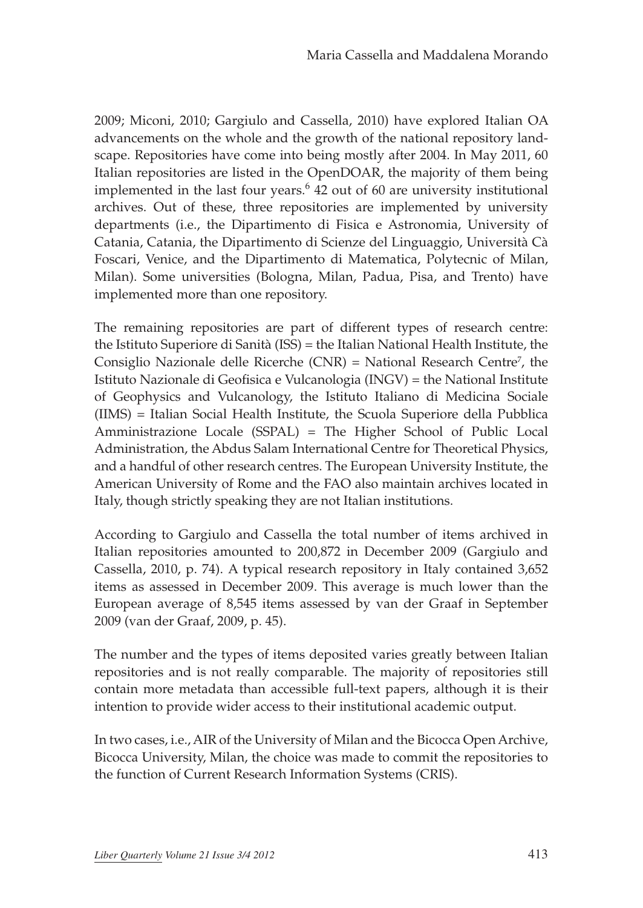2009; Miconi, 2010; Gargiulo and Cassella, 2010) have explored Italian OA advancements on the whole and the growth of the national repository landscape. Repositories have come into being mostly after 2004. In May 2011, 60 Italian repositories are listed in the OpenDOAR, the majority of them being implemented in the last four years.[6] 42 out of 60 are university institutional archives. Out of these, three repositories are implemented by university departments (i.e., the Dipartimento di Fisica e Astronomia, University of Catania, Catania, the Dipartimento di Scienze del Linguaggio, Università Cà Foscari, Venice, and the Dipartimento di Matematica, Polytecnic of Milan, Milan). Some universities (Bologna, Milan, Padua, Pisa, and Trento) have implemented more than one repository.

The remaining repositories are part of different types of research centre: the Istituto Superiore di Sanità (ISS) = the Italian National Health Institute, the Consiglio Nazionale delle Ricerche (CNR) = National Research Centre[7], the Istituto Nazionale di Geofisica e Vulcanologia (INGV) = the National Institute of Geophysics and Vulcanology, the Istituto Italiano di Medicina Sociale (IIMS) = Italian Social Health Institute, the Scuola Superiore della Pubblica Amministrazione Locale (SSPAL) = The Higher School of Public Local Administration, the Abdus Salam International Centre for Theoretical Physics, and a handful of other research centres. The European University Institute, the American University of Rome and the FAO also maintain archives located in Italy, though strictly speaking they are not Italian institutions.

According to Gargiulo and Cassella the total number of items archived in Italian repositories amounted to 200,872 in December 2009 (Gargiulo and Cassella, 2010, p. 74). A typical research repository in Italy contained 3,652 items as assessed in December 2009. This average is much lower than the European average of 8,545 items assessed by van der Graaf in September 2009 (van der Graaf, 2009, p. 45).

The number and the types of items deposited varies greatly between Italian repositories and is not really comparable. The majority of repositories still contain more metadata than accessible full-text papers, although it is their intention to provide wider access to their institutional academic output.

In two cases, i.e., AIR of the University of Milan and the Bicocca Open Archive, Bicocca University, Milan, the choice was made to commit the repositories to the function of Current Research Information Systems (CRIS).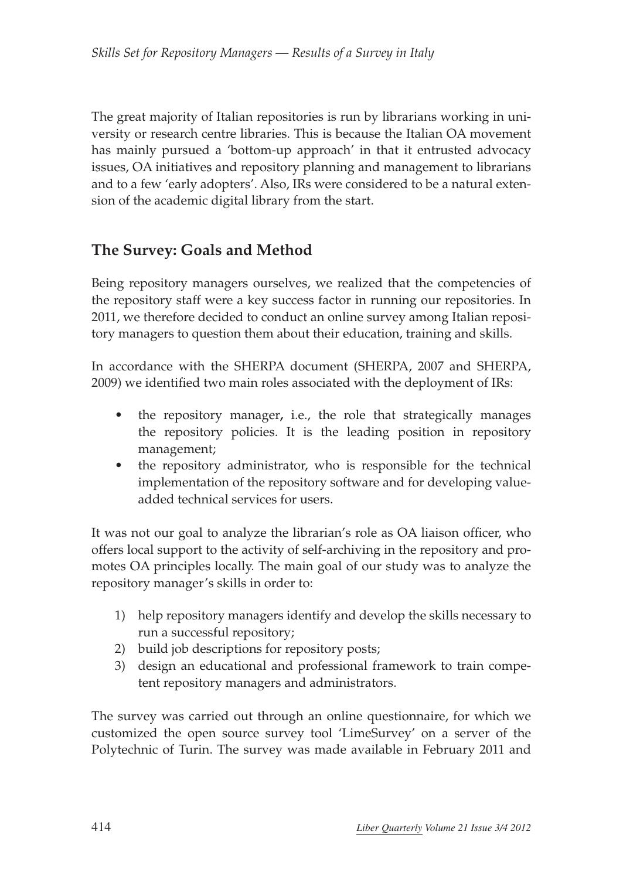The great majority of Italian repositories is run by librarians working in university or research centre libraries. This is because the Italian OA movement has mainly pursued a 'bottom-up approach' in that it entrusted advocacy issues, OA initiatives and repository planning and management to librarians and to a few 'early adopters'. Also, IRs were considered to be a natural extension of the academic digital library from the start.

## The Survey: Goals and Method

Being repository managers ourselves, we realized that the competencies of the repository staff were a key success factor in running our repositories. In 2011, we therefore decided to conduct an online survey among Italian repository managers to question them about their education, training and skills.

In accordance with the SHERPA document (SHERPA, 2007 and SHERPA, 2009) we identified two main roles associated with the deployment of IRs:

- the repository manager**,** i.e., the role that strategically manages the repository policies. It is the leading position in repository management;
- the repository administrator, who is responsible for the technical implementation of the repository software and for developing value-added technical services for users.

It was not our goal to analyze the librarian's role as OA liaison officer, who offers local support to the activity of self-archiving in the repository and promotes OA principles locally. The main goal of our study was to analyze the repository manager's skills in order to:

1) help repository managers identify and develop the skills necessary to run a successful repository;
2) build job descriptions for repository posts;
3) design an educational and professional framework to train competent repository managers and administrators.

The survey was carried out through an online questionnaire, for which we customized the open source survey tool 'LimeSurvey' on a server of the Polytechnic of Turin. The survey was made available in February 2011 and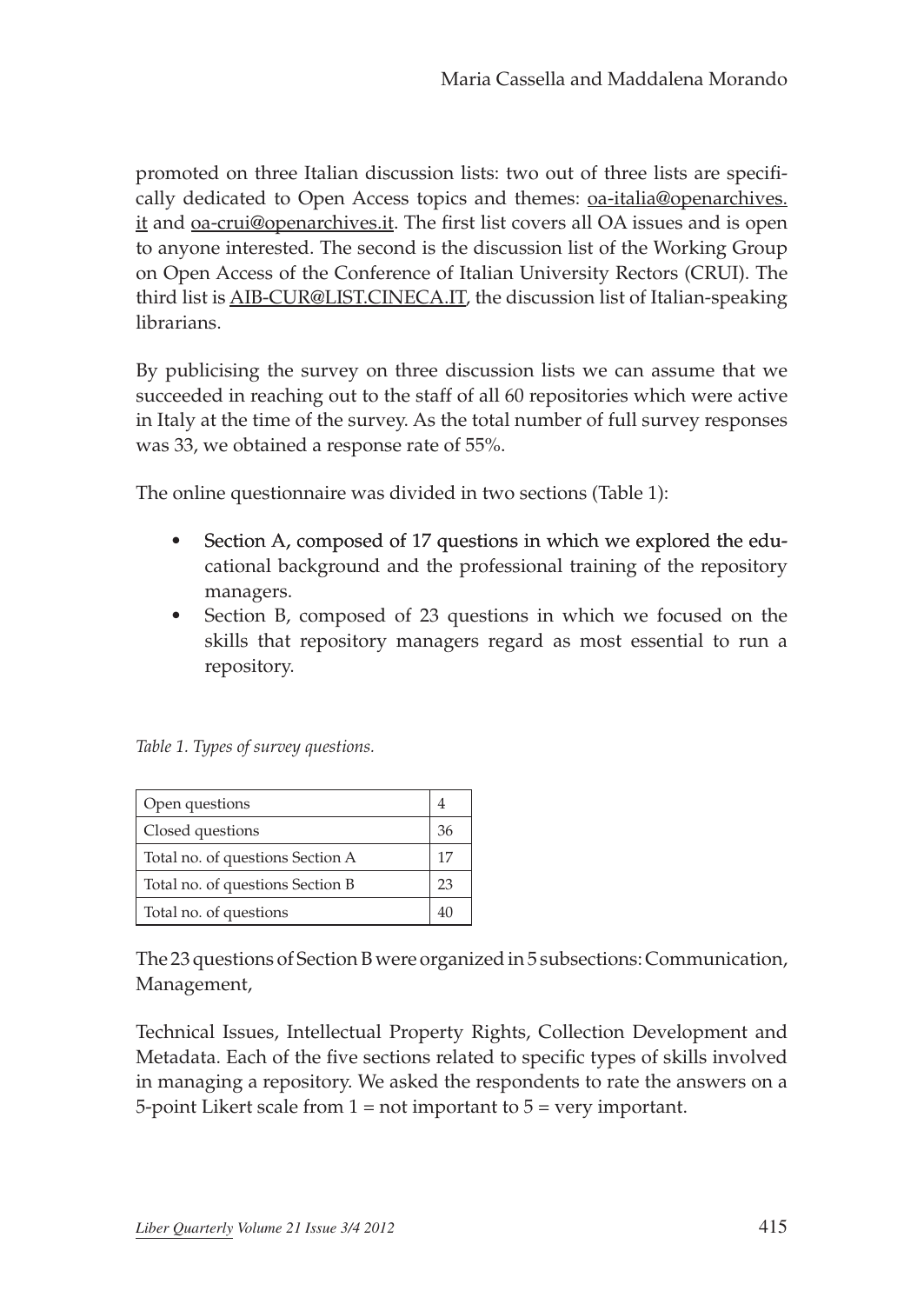promoted on three Italian discussion lists: two out of three lists are specifically dedicated to Open Access topics and themes: oa-italia@openarchives.it and oa-crui@openarchives.it. The first list covers all OA issues and is open to anyone interested. The second is the discussion list of the Working Group on Open Access of the Conference of Italian University Rectors (CRUI). The third list is AIB-CUR@LIST.CINECA.IT, the discussion list of Italian-speaking librarians.

By publicising the survey on three discussion lists we can assume that we succeeded in reaching out to the staff of all 60 repositories which were active in Italy at the time of the survey. As the total number of full survey responses was 33, we obtained a response rate of 55%.

The online questionnaire was divided in two sections (Table 1):

- Section A, composed of 17 questions in which we explored the educational background and the professional training of the repository managers.
- Section B, composed of 23 questions in which we focused on the skills that repository managers regard as most essential to run a repository.

*Table 1. Types of survey questions.*

| | |
|---|---|
| Open questions | 4 |
| Closed questions | 36 |
| Total no. of questions Section A | 17 |
| Total no. of questions Section B | 23 |
| Total no. of questions | 40 |

The 23 questions of Section B were organized in 5 subsections: Communication, Management,

Technical Issues, Intellectual Property Rights, Collection Development and Metadata. Each of the five sections related to specific types of skills involved in managing a repository. We asked the respondents to rate the answers on a 5-point Likert scale from 1 = not important to 5 = very important.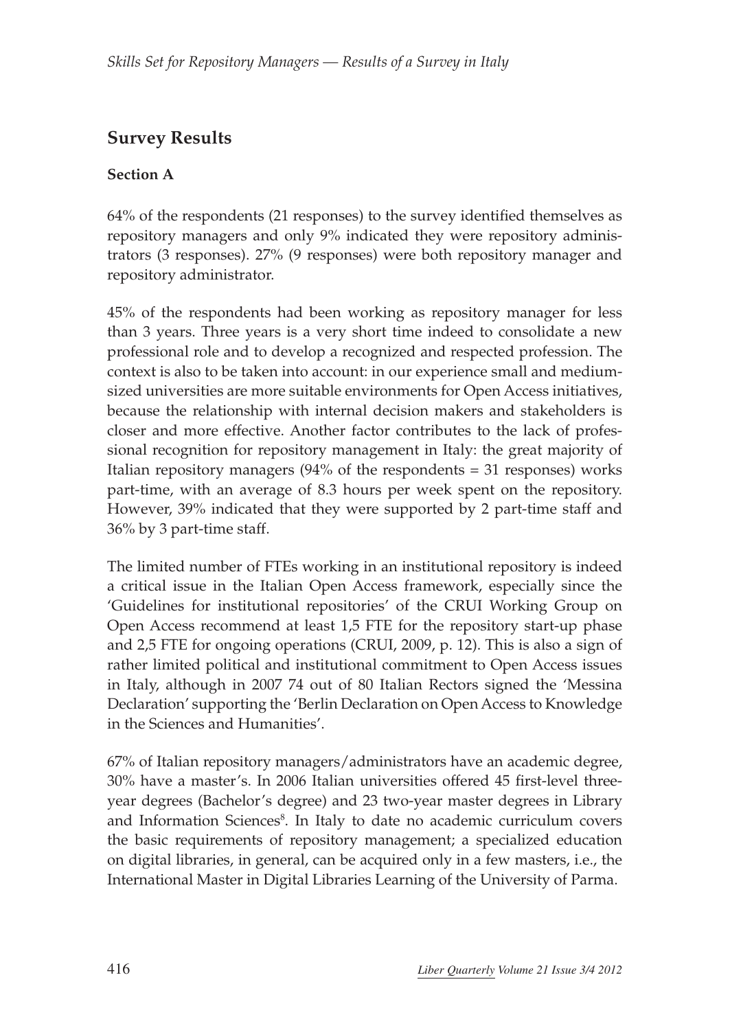## Survey Results

### Section A

64% of the respondents (21 responses) to the survey identified themselves as repository managers and only 9% indicated they were repository administrators (3 responses). 27% (9 responses) were both repository manager and repository administrator.

45% of the respondents had been working as repository manager for less than 3 years. Three years is a very short time indeed to consolidate a new professional role and to develop a recognized and respected profession. The context is also to be taken into account: in our experience small and medium-sized universities are more suitable environments for Open Access initiatives, because the relationship with internal decision makers and stakeholders is closer and more effective. Another factor contributes to the lack of professional recognition for repository management in Italy: the great majority of Italian repository managers (94% of the respondents = 31 responses) works part-time, with an average of 8.3 hours per week spent on the repository. However, 39% indicated that they were supported by 2 part-time staff and 36% by 3 part-time staff.

The limited number of FTEs working in an institutional repository is indeed a critical issue in the Italian Open Access framework, especially since the 'Guidelines for institutional repositories' of the CRUI Working Group on Open Access recommend at least 1,5 FTE for the repository start-up phase and 2,5 FTE for ongoing operations (CRUI, 2009, p. 12). This is also a sign of rather limited political and institutional commitment to Open Access issues in Italy, although in 2007 74 out of 80 Italian Rectors signed the 'Messina Declaration' supporting the 'Berlin Declaration on Open Access to Knowledge in the Sciences and Humanities'.

67% of Italian repository managers/administrators have an academic degree, 30% have a master's. In 2006 Italian universities offered 45 first-level three-year degrees (Bachelor's degree) and 23 two-year master degrees in Library and Information Sciences[8]. In Italy to date no academic curriculum covers the basic requirements of repository management; a specialized education on digital libraries, in general, can be acquired only in a few masters, i.e., the International Master in Digital Libraries Learning of the University of Parma.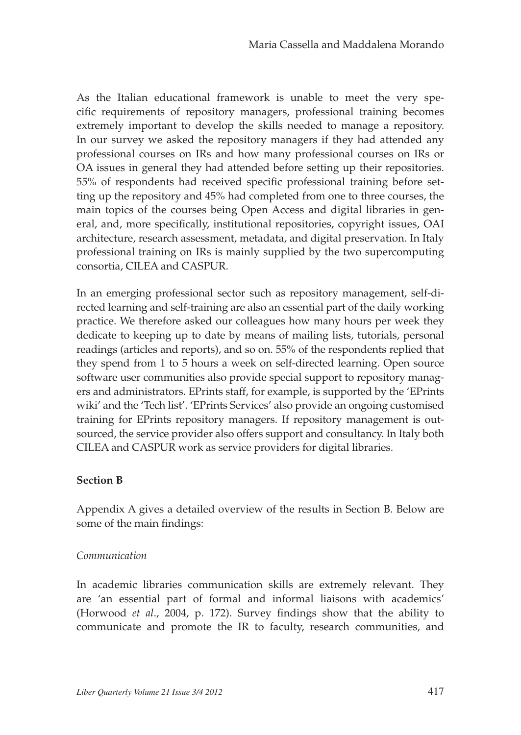As the Italian educational framework is unable to meet the very specific requirements of repository managers, professional training becomes extremely important to develop the skills needed to manage a repository. In our survey we asked the repository managers if they had attended any professional courses on IRs and how many professional courses on IRs or OA issues in general they had attended before setting up their repositories. 55% of respondents had received specific professional training before setting up the repository and 45% had completed from one to three courses, the main topics of the courses being Open Access and digital libraries in general, and, more specifically, institutional repositories, copyright issues, OAI architecture, research assessment, metadata, and digital preservation. In Italy professional training on IRs is mainly supplied by the two supercomputing consortia, CILEA and CASPUR.

In an emerging professional sector such as repository management, self-directed learning and self-training are also an essential part of the daily working practice. We therefore asked our colleagues how many hours per week they dedicate to keeping up to date by means of mailing lists, tutorials, personal readings (articles and reports), and so on. 55% of the respondents replied that they spend from 1 to 5 hours a week on self-directed learning. Open source software user communities also provide special support to repository managers and administrators. EPrints staff, for example, is supported by the 'EPrints wiki' and the 'Tech list'. 'EPrints Services' also provide an ongoing customised training for EPrints repository managers. If repository management is outsourced, the service provider also offers support and consultancy. In Italy both CILEA and CASPUR work as service providers for digital libraries.

**Section B**

Appendix A gives a detailed overview of the results in Section B. Below are some of the main findings:

*Communication*

In academic libraries communication skills are extremely relevant. They are 'an essential part of formal and informal liaisons with academics' (Horwood *et al*., 2004, p. 172). Survey findings show that the ability to communicate and promote the IR to faculty, research communities, and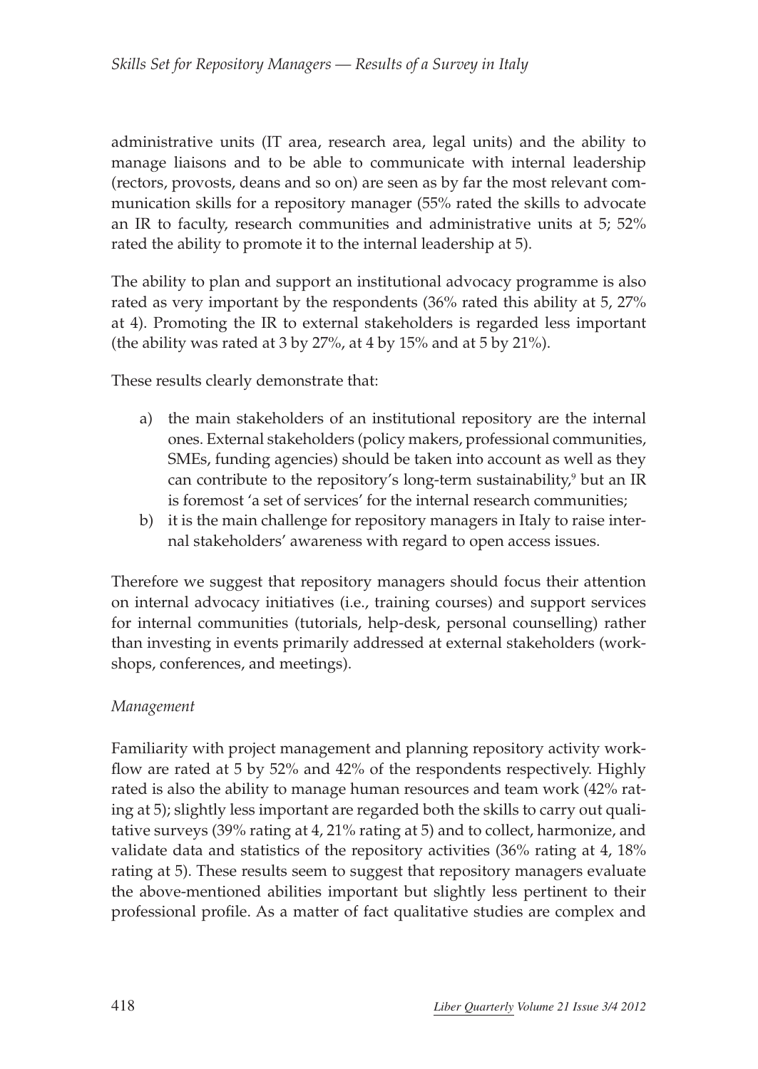administrative units (IT area, research area, legal units) and the ability to manage liaisons and to be able to communicate with internal leadership (rectors, provosts, deans and so on) are seen as by far the most relevant communication skills for a repository manager (55% rated the skills to advocate an IR to faculty, research communities and administrative units at 5; 52% rated the ability to promote it to the internal leadership at 5).

The ability to plan and support an institutional advocacy programme is also rated as very important by the respondents (36% rated this ability at 5, 27% at 4). Promoting the IR to external stakeholders is regarded less important (the ability was rated at 3 by 27%, at 4 by 15% and at 5 by 21%).

These results clearly demonstrate that:

a) the main stakeholders of an institutional repository are the internal ones. External stakeholders (policy makers, professional communities, SMEs, funding agencies) should be taken into account as well as they can contribute to the repository's long-term sustainability,[9] but an IR is foremost 'a set of services' for the internal research communities;
b) it is the main challenge for repository managers in Italy to raise internal stakeholders' awareness with regard to open access issues.

Therefore we suggest that repository managers should focus their attention on internal advocacy initiatives (i.e., training courses) and support services for internal communities (tutorials, help-desk, personal counselling) rather than investing in events primarily addressed at external stakeholders (workshops, conferences, and meetings).

*Management*

Familiarity with project management and planning repository activity workflow are rated at 5 by 52% and 42% of the respondents respectively. Highly rated is also the ability to manage human resources and team work (42% rating at 5); slightly less important are regarded both the skills to carry out qualitative surveys (39% rating at 4, 21% rating at 5) and to collect, harmonize, and validate data and statistics of the repository activities (36% rating at 4, 18% rating at 5). These results seem to suggest that repository managers evaluate the above-mentioned abilities important but slightly less pertinent to their professional profile. As a matter of fact qualitative studies are complex and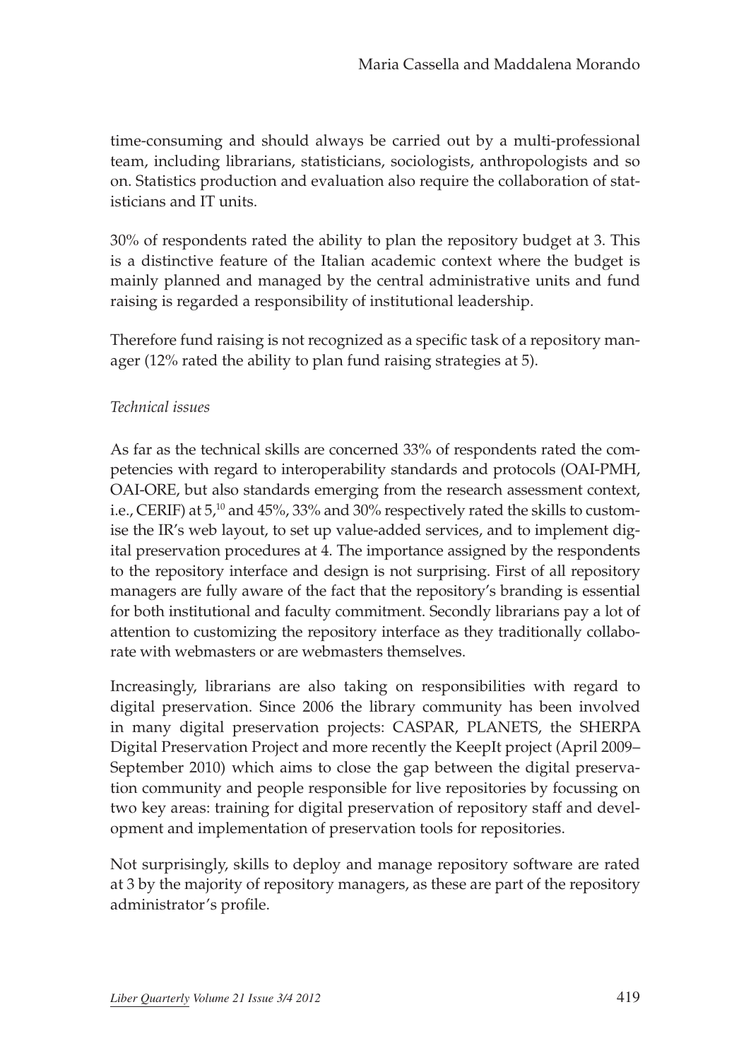time-consuming and should always be carried out by a multi-professional team, including librarians, statisticians, sociologists, anthropologists and so on. Statistics production and evaluation also require the collaboration of statisticians and IT units.

30% of respondents rated the ability to plan the repository budget at 3. This is a distinctive feature of the Italian academic context where the budget is mainly planned and managed by the central administrative units and fund raising is regarded a responsibility of institutional leadership.

Therefore fund raising is not recognized as a specific task of a repository manager (12% rated the ability to plan fund raising strategies at 5).

*Technical issues*

As far as the technical skills are concerned 33% of respondents rated the competencies with regard to interoperability standards and protocols (OAI-PMH, OAI-ORE, but also standards emerging from the research assessment context, i.e., CERIF) at 5,[10] and 45%, 33% and 30% respectively rated the skills to customise the IR's web layout, to set up value-added services, and to implement digital preservation procedures at 4. The importance assigned by the respondents to the repository interface and design is not surprising. First of all repository managers are fully aware of the fact that the repository's branding is essential for both institutional and faculty commitment. Secondly librarians pay a lot of attention to customizing the repository interface as they traditionally collaborate with webmasters or are webmasters themselves.

Increasingly, librarians are also taking on responsibilities with regard to digital preservation. Since 2006 the library community has been involved in many digital preservation projects: CASPAR, PLANETS, the SHERPA Digital Preservation Project and more recently the KeepIt project (April 2009–September 2010) which aims to close the gap between the digital preservation community and people responsible for live repositories by focussing on two key areas: training for digital preservation of repository staff and development and implementation of preservation tools for repositories.

Not surprisingly, skills to deploy and manage repository software are rated at 3 by the majority of repository managers, as these are part of the repository administrator's profile.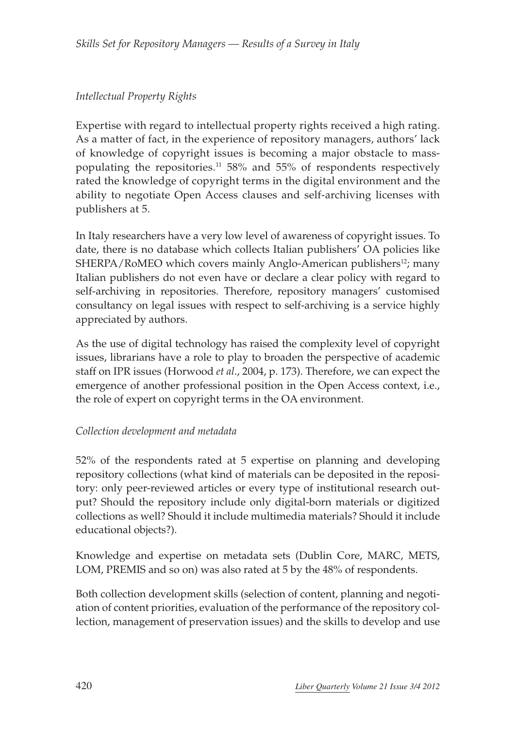*Intellectual Property Rights*

Expertise with regard to intellectual property rights received a high rating. As a matter of fact, in the experience of repository managers, authors' lack of knowledge of copyright issues is becoming a major obstacle to mass-populating the repositories.[11] 58% and 55% of respondents respectively rated the knowledge of copyright terms in the digital environment and the ability to negotiate Open Access clauses and self-archiving licenses with publishers at 5.

In Italy researchers have a very low level of awareness of copyright issues. To date, there is no database which collects Italian publishers' OA policies like SHERPA/RoMEO which covers mainly Anglo-American publishers[12]; many Italian publishers do not even have or declare a clear policy with regard to self-archiving in repositories. Therefore, repository managers' customised consultancy on legal issues with respect to self-archiving is a service highly appreciated by authors.

As the use of digital technology has raised the complexity level of copyright issues, librarians have a role to play to broaden the perspective of academic staff on IPR issues (Horwood *et al.*, 2004, p. 173). Therefore, we can expect the emergence of another professional position in the Open Access context, i.e., the role of expert on copyright terms in the OA environment.

*Collection development and metadata*

52% of the respondents rated at 5 expertise on planning and developing repository collections (what kind of materials can be deposited in the repository: only peer-reviewed articles or every type of institutional research output? Should the repository include only digital-born materials or digitized collections as well? Should it include multimedia materials? Should it include educational objects?).

Knowledge and expertise on metadata sets (Dublin Core, MARC, METS, LOM, PREMIS and so on) was also rated at 5 by the 48% of respondents.

Both collection development skills (selection of content, planning and negotiation of content priorities, evaluation of the performance of the repository collection, management of preservation issues) and the skills to develop and use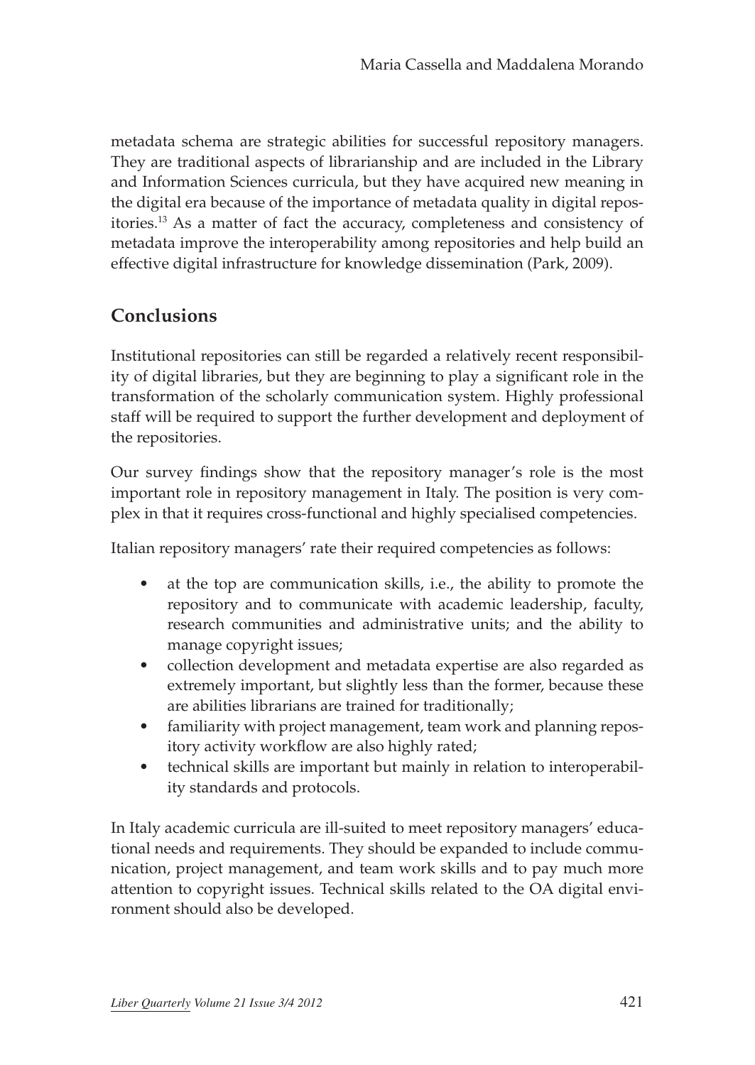metadata schema are strategic abilities for successful repository managers. They are traditional aspects of librarianship and are included in the Library and Information Sciences curricula, but they have acquired new meaning in the digital era because of the importance of metadata quality in digital repositories.[13] As a matter of fact the accuracy, completeness and consistency of metadata improve the interoperability among repositories and help build an effective digital infrastructure for knowledge dissemination (Park, 2009).

## Conclusions

Institutional repositories can still be regarded a relatively recent responsibility of digital libraries, but they are beginning to play a significant role in the transformation of the scholarly communication system. Highly professional staff will be required to support the further development and deployment of the repositories.

Our survey findings show that the repository manager's role is the most important role in repository management in Italy. The position is very complex in that it requires cross-functional and highly specialised competencies.

Italian repository managers' rate their required competencies as follows:

- at the top are communication skills, i.e., the ability to promote the repository and to communicate with academic leadership, faculty, research communities and administrative units; and the ability to manage copyright issues;
- collection development and metadata expertise are also regarded as extremely important, but slightly less than the former, because these are abilities librarians are trained for traditionally;
- familiarity with project management, team work and planning repository activity workflow are also highly rated;
- technical skills are important but mainly in relation to interoperability standards and protocols.

In Italy academic curricula are ill-suited to meet repository managers' educational needs and requirements. They should be expanded to include communication, project management, and team work skills and to pay much more attention to copyright issues. Technical skills related to the OA digital environment should also be developed.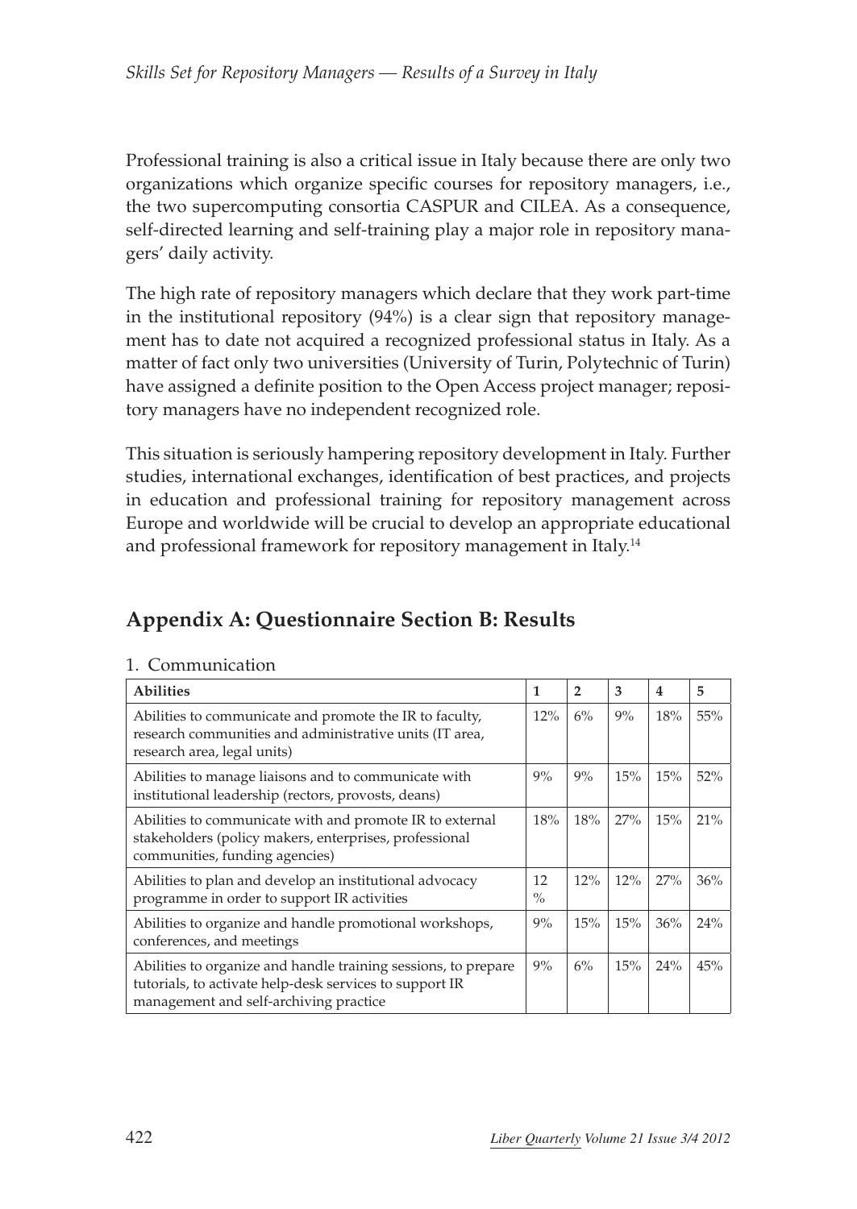Professional training is also a critical issue in Italy because there are only two organizations which organize specific courses for repository managers, i.e., the two supercomputing consortia CASPUR and CILEA. As a consequence, self-directed learning and self-training play a major role in repository managers' daily activity.

The high rate of repository managers which declare that they work part-time in the institutional repository (94%) is a clear sign that repository management has to date not acquired a recognized professional status in Italy. As a matter of fact only two universities (University of Turin, Polytechnic of Turin) have assigned a definite position to the Open Access project manager; repository managers have no independent recognized role.

This situation is seriously hampering repository development in Italy. Further studies, international exchanges, identification of best practices, and projects in education and professional training for repository management across Europe and worldwide will be crucial to develop an appropriate educational and professional framework for repository management in Italy.[14]

## Appendix A: Questionnaire Section B: Results

1. Communication

| Abilities | 1 | 2 | 3 | 4 | 5 |
|---|---|---|---|---|---|
| Abilities to communicate and promote the IR to faculty, research communities and administrative units (IT area, research area, legal units) | 12% | 6% | 9% | 18% | 55% |
| Abilities to manage liaisons and to communicate with institutional leadership (rectors, provosts, deans) | 9% | 9% | 15% | 15% | 52% |
| Abilities to communicate with and promote IR to external stakeholders (policy makers, enterprises, professional communities, funding agencies) | 18% | 18% | 27% | 15% | 21% |
| Abilities to plan and develop an institutional advocacy programme in order to support IR activities | 12 % | 12% | 12% | 27% | 36% |
| Abilities to organize and handle promotional workshops, conferences, and meetings | 9% | 15% | 15% | 36% | 24% |
| Abilities to organize and handle training sessions, to prepare tutorials, to activate help-desk services to support IR management and self-archiving practice | 9% | 6% | 15% | 24% | 45% |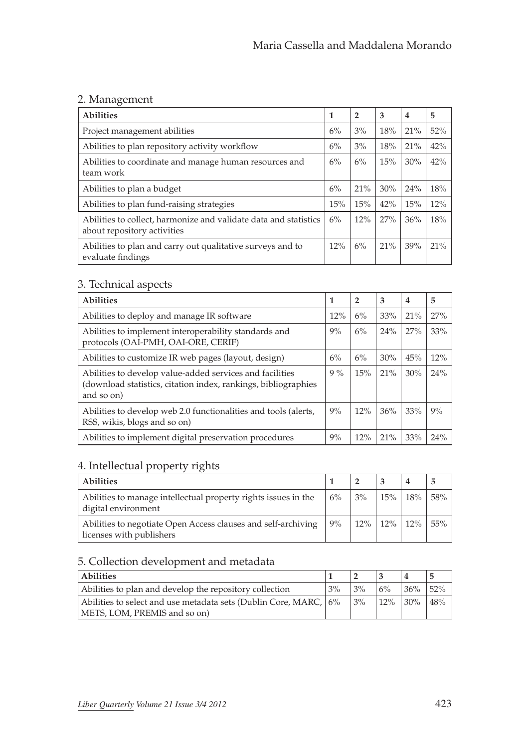## 2. Management

| **Abilities** | **1** | **2** | **3** | **4** | **5** |
|---|---|---|---|---|---|
| Project management abilities | 6% | 3% | 18% | 21% | 52% |
| Abilities to plan repository activity workflow | 6% | 3% | 18% | 21% | 42% |
| Abilities to coordinate and manage human resources and team work | 6% | 6% | 15% | 30% | 42% |
| Abilities to plan a budget | 6% | 21% | 30% | 24% | 18% |
| Abilities to plan fund-raising strategies | 15% | 15% | 42% | 15% | 12% |
| Abilities to collect, harmonize and validate data and statistics about repository activities | 6% | 12% | 27% | 36% | 18% |
| Abilities to plan and carry out qualitative surveys and to evaluate findings | 12% | 6% | 21% | 39% | 21% |

## 3. Technical aspects

| **Abilities** | **1** | **2** | **3** | **4** | **5** |
|---|---|---|---|---|---|
| Abilities to deploy and manage IR software | 12% | 6% | 33% | 21% | 27% |
| Abilities to implement interoperability standards and protocols (OAI-PMH, OAI-ORE, CERIF) | 9% | 6% | 24% | 27% | 33% |
| Abilities to customize IR web pages (layout, design) | 6% | 6% | 30% | 45% | 12% |
| Abilities to develop value-added services and facilities (download statistics, citation index, rankings, bibliographies and so on) | 9 % | 15% | 21% | 30% | 24% |
| Abilities to develop web 2.0 functionalities and tools (alerts, RSS, wikis, blogs and so on) | 9% | 12% | 36% | 33% | 9% |
| Abilities to implement digital preservation procedures | 9% | 12% | 21% | 33% | 24% |

## 4. Intellectual property rights

| **Abilities** | **1** | **2** | **3** | **4** | **5** |
|---|---|---|---|---|---|
| Abilities to manage intellectual property rights issues in the digital environment | 6% | 3% | 15% | 18% | 58% |
| Abilities to negotiate Open Access clauses and self-archiving licenses with publishers | 9% | 12% | 12% | 12% | 55% |

## 5. Collection development and metadata

| **Abilities** | **1** | **2** | **3** | **4** | **5** |
|---|---|---|---|---|---|
| Abilities to plan and develop the repository collection | 3% | 3% | 6% | 36% | 52% |
| Abilities to select and use metadata sets (Dublin Core, MARC, METS, LOM, PREMIS and so on) | 6% | 3% | 12% | 30% | 48% |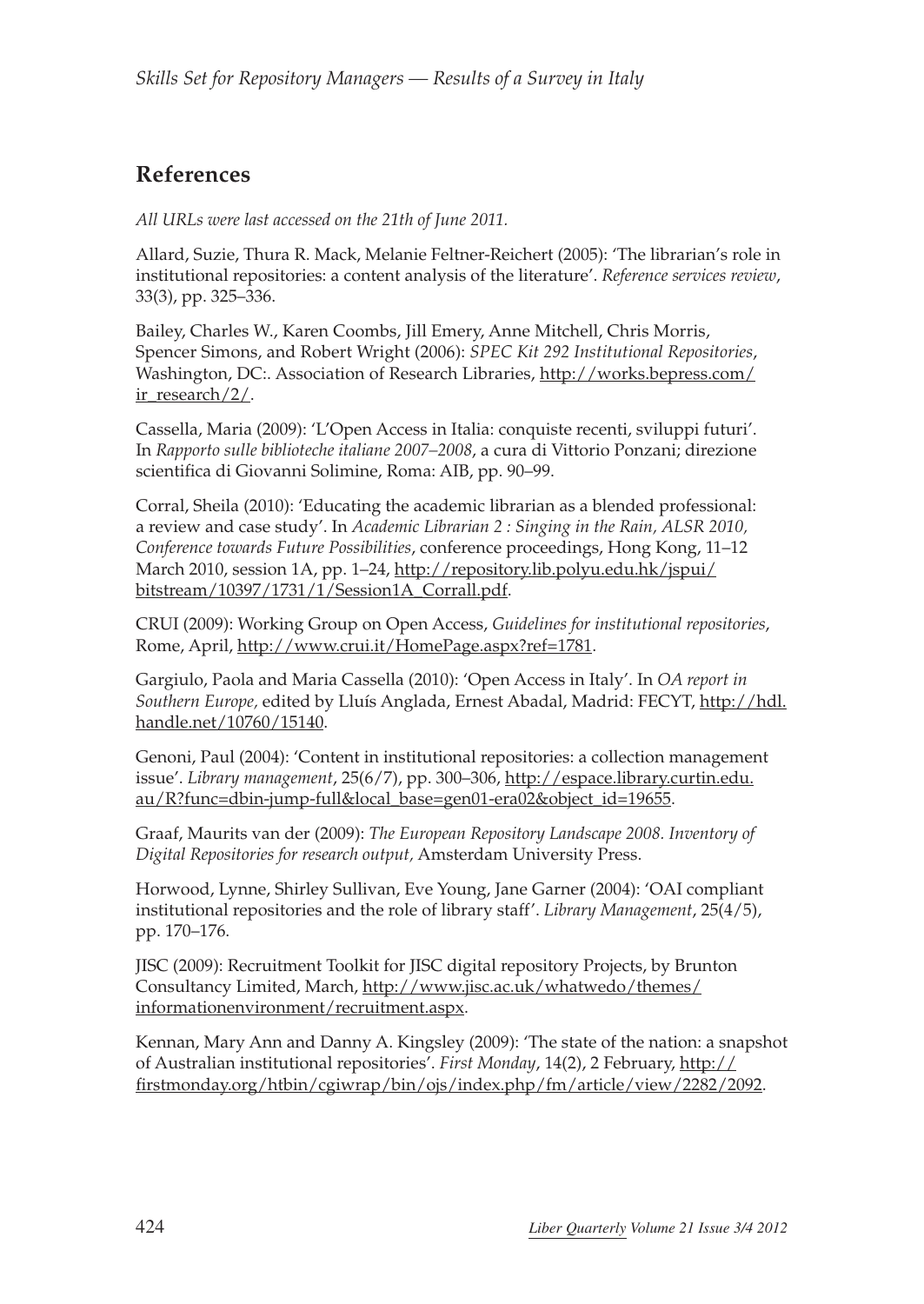## References

*All URLs were last accessed on the 21th of June 2011.*

Allard, Suzie, Thura R. Mack, Melanie Feltner-Reichert (2005): 'The librarian's role in institutional repositories: a content analysis of the literature'. *Reference services review*, 33(3), pp. 325–336.

Bailey, Charles W., Karen Coombs, Jill Emery, Anne Mitchell, Chris Morris, Spencer Simons, and Robert Wright (2006): *SPEC Kit 292 Institutional Repositories*, Washington, DC:. Association of Research Libraries, http://works.bepress.com/ir_research/2/.

Cassella, Maria (2009): 'L'Open Access in Italia: conquiste recenti, sviluppi futuri'. In *Rapporto sulle biblioteche italiane 2007–2008*, a cura di Vittorio Ponzani; direzione scientifica di Giovanni Solimine, Roma: AIB, pp. 90–99.

Corral, Sheila (2010): 'Educating the academic librarian as a blended professional: a review and case study'. In *Academic Librarian 2 : Singing in the Rain, ALSR 2010, Conference towards Future Possibilities*, conference proceedings, Hong Kong, 11–12 March 2010, session 1A, pp. 1–24, http://repository.lib.polyu.edu.hk/jspui/bitstream/10397/1731/1/Session1A_Corrall.pdf.

CRUI (2009): Working Group on Open Access, *Guidelines for institutional repositories*, Rome, April, http://www.crui.it/HomePage.aspx?ref=1781.

Gargiulo, Paola and Maria Cassella (2010): 'Open Access in Italy'. In *OA report in Southern Europe,* edited by Lluís Anglada, Ernest Abadal, Madrid: FECYT, http://hdl.handle.net/10760/15140.

Genoni, Paul (2004): 'Content in institutional repositories: a collection management issue'. *Library management*, 25(6/7), pp. 300–306, http://espace.library.curtin.edu.au/R?func=dbin-jump-full&local_base=gen01-era02&object_id=19655.

Graaf, Maurits van der (2009): *The European Repository Landscape 2008. Inventory of Digital Repositories for research output,* Amsterdam University Press.

Horwood, Lynne, Shirley Sullivan, Eve Young, Jane Garner (2004): 'OAI compliant institutional repositories and the role of library staff'. *Library Management*, 25(4/5), pp. 170–176.

JISC (2009): Recruitment Toolkit for JISC digital repository Projects, by Brunton Consultancy Limited, March, http://www.jisc.ac.uk/whatwedo/themes/informationenvironment/recruitment.aspx.

Kennan, Mary Ann and Danny A. Kingsley (2009): 'The state of the nation: a snapshot of Australian institutional repositories'. *First Monday*, 14(2), 2 February, http://firstmonday.org/htbin/cgiwrap/bin/ojs/index.php/fm/article/view/2282/2092.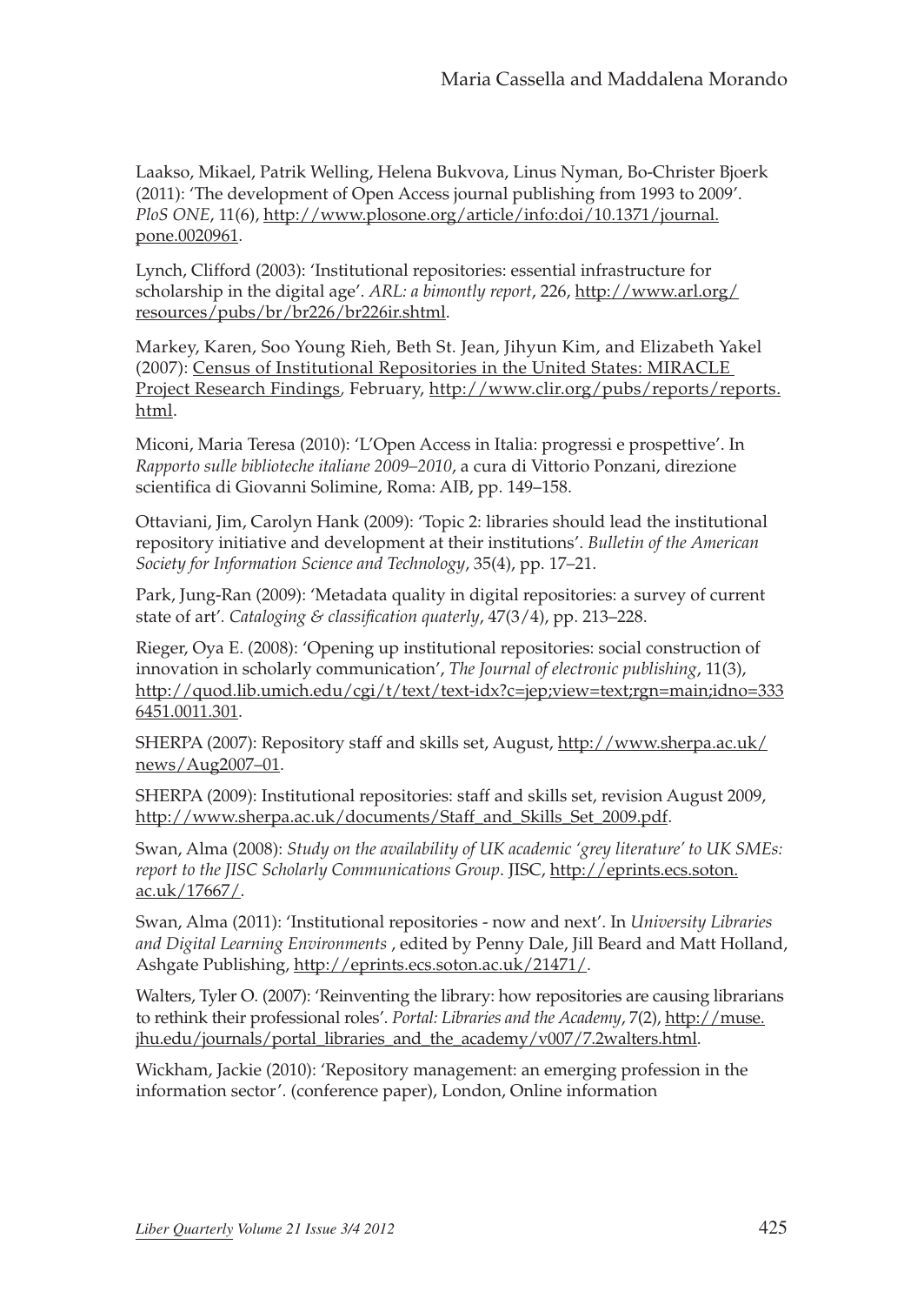Laakso, Mikael, Patrik Welling, Helena Bukvova, Linus Nyman, Bo-Christer Bjoerk (2011): 'The development of Open Access journal publishing from 1993 to 2009'. *PloS ONE*, 11(6), http://www.plosone.org/article/info:doi/10.1371/journal.pone.0020961.

Lynch, Clifford (2003): 'Institutional repositories: essential infrastructure for scholarship in the digital age'. *ARL: a bimontly report*, 226, http://www.arl.org/resources/pubs/br/br226/br226ir.shtml.

Markey, Karen, Soo Young Rieh, Beth St. Jean, Jihyun Kim, and Elizabeth Yakel (2007): Census of Institutional Repositories in the United States: MIRACLE Project Research Findings, February, http://www.clir.org/pubs/reports/reports.html.

Miconi, Maria Teresa (2010): 'L'Open Access in Italia: progressi e prospettive'. In *Rapporto sulle biblioteche italiane 2009–2010*, a cura di Vittorio Ponzani, direzione scientifica di Giovanni Solimine, Roma: AIB, pp. 149–158.

Ottaviani, Jim, Carolyn Hank (2009): 'Topic 2: libraries should lead the institutional repository initiative and development at their institutions'. *Bulletin of the American Society for Information Science and Technology*, 35(4), pp. 17–21.

Park, Jung-Ran (2009): 'Metadata quality in digital repositories: a survey of current state of art'. *Cataloging & classification quaterly*, 47(3/4), pp. 213–228.

Rieger, Oya E. (2008): 'Opening up institutional repositories: social construction of innovation in scholarly communication', *The Journal of electronic publishing*, 11(3), http://quod.lib.umich.edu/cgi/t/text/text-idx?c=jep;view=text;rgn=main;idno=3336451.0011.301.

SHERPA (2007): Repository staff and skills set, August, http://www.sherpa.ac.uk/news/Aug2007–01.

SHERPA (2009): Institutional repositories: staff and skills set, revision August 2009, http://www.sherpa.ac.uk/documents/Staff_and_Skills_Set_2009.pdf.

Swan, Alma (2008): *Study on the availability of UK academic 'grey literature' to UK SMEs: report to the JISC Scholarly Communications Group*. JISC, http://eprints.ecs.soton.ac.uk/17667/.

Swan, Alma (2011): 'Institutional repositories - now and next'. In *University Libraries and Digital Learning Environments* , edited by Penny Dale, Jill Beard and Matt Holland, Ashgate Publishing, http://eprints.ecs.soton.ac.uk/21471/.

Walters, Tyler O. (2007): 'Reinventing the library: how repositories are causing librarians to rethink their professional roles'. *Portal: Libraries and the Academy*, 7(2), http://muse.jhu.edu/journals/portal_libraries_and_the_academy/v007/7.2walters.html.

Wickham, Jackie (2010): 'Repository management: an emerging profession in the information sector'. (conference paper), London, Online information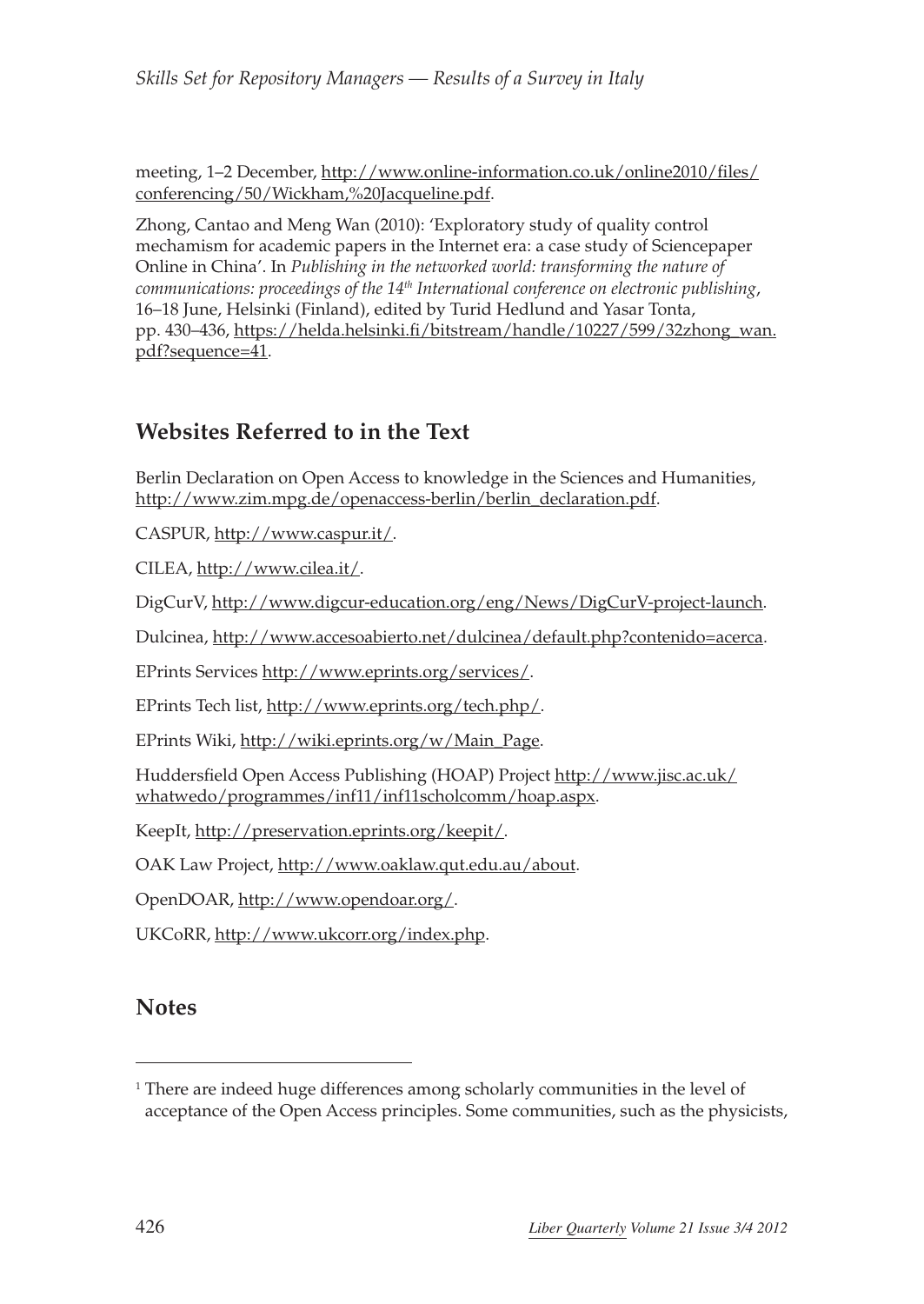meeting, 1–2 December, http://www.online-information.co.uk/online2010/files/conferencing/50/Wickham,%20Jacqueline.pdf.

Zhong, Cantao and Meng Wan (2010): 'Exploratory study of quality control mechamism for academic papers in the Internet era: a case study of Sciencepaper Online in China'. In *Publishing in the networked world: transforming the nature of communications: proceedings of the 14th International conference on electronic publishing*, 16–18 June, Helsinki (Finland), edited by Turid Hedlund and Yasar Tonta, pp. 430–436, https://helda.helsinki.fi/bitstream/handle/10227/599/32zhong_wan.pdf?sequence=41.

## Websites Referred to in the Text

Berlin Declaration on Open Access to knowledge in the Sciences and Humanities, http://www.zim.mpg.de/openaccess-berlin/berlin_declaration.pdf.

CASPUR, http://www.caspur.it/.

CILEA, http://www.cilea.it/.

DigCurV, http://www.digcur-education.org/eng/News/DigCurV-project-launch.

Dulcinea, http://www.accesoabierto.net/dulcinea/default.php?contenido=acerca.

EPrints Services http://www.eprints.org/services/.

EPrints Tech list, http://www.eprints.org/tech.php/.

EPrints Wiki, http://wiki.eprints.org/w/Main_Page.

Huddersfield Open Access Publishing (HOAP) Project http://www.jisc.ac.uk/whatwedo/programmes/inf11/inf11scholcomm/hoap.aspx.

KeepIt, http://preservation.eprints.org/keepit/.

OAK Law Project, http://www.oaklaw.qut.edu.au/about.

OpenDOAR, http://www.opendoar.org/.

UKCoRR, http://www.ukcorr.org/index.php.

## Notes

[1] There are indeed huge differences among scholarly communities in the level of acceptance of the Open Access principles. Some communities, such as the physicists,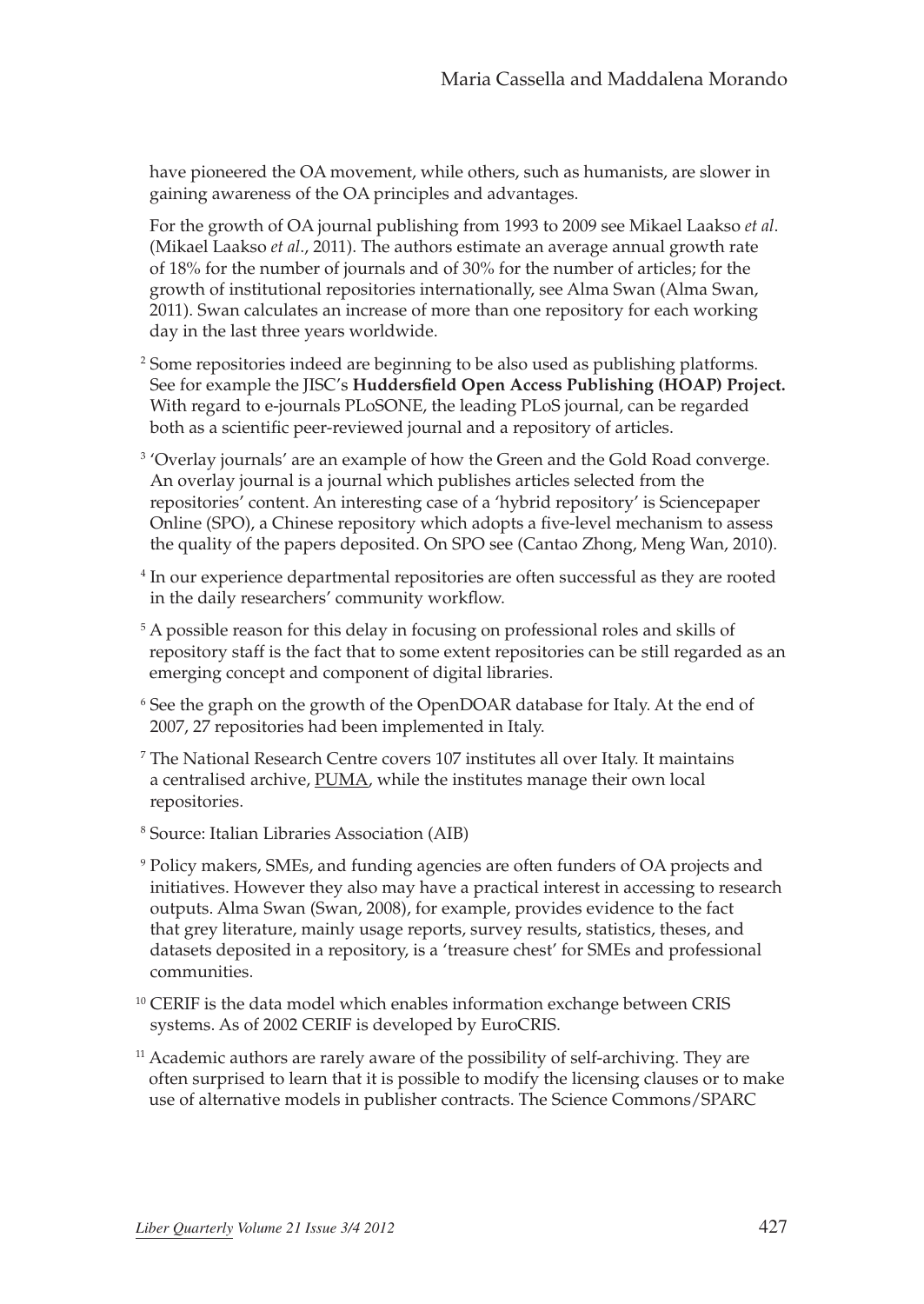have pioneered the OA movement, while others, such as humanists, are slower in gaining awareness of the OA principles and advantages.

For the growth of OA journal publishing from 1993 to 2009 see Mikael Laakso *et al*. (Mikael Laakso *et al*., 2011). The authors estimate an average annual growth rate of 18% for the number of journals and of 30% for the number of articles; for the growth of institutional repositories internationally, see Alma Swan (Alma Swan, 2011). Swan calculates an increase of more than one repository for each working day in the last three years worldwide.

[2] Some repositories indeed are beginning to be also used as publishing platforms. See for example the JISC's **Huddersfield Open Access Publishing (HOAP) Project.** With regard to e-journals PLoSONE, the leading PLoS journal, can be regarded both as a scientific peer-reviewed journal and a repository of articles.

[3] 'Overlay journals' are an example of how the Green and the Gold Road converge. An overlay journal is a journal which publishes articles selected from the repositories' content. An interesting case of a 'hybrid repository' is Sciencepaper Online (SPO), a Chinese repository which adopts a five-level mechanism to assess the quality of the papers deposited. On SPO see (Cantao Zhong, Meng Wan, 2010).

[4] In our experience departmental repositories are often successful as they are rooted in the daily researchers' community workflow.

[5] A possible reason for this delay in focusing on professional roles and skills of repository staff is the fact that to some extent repositories can be still regarded as an emerging concept and component of digital libraries.

[6] See the graph on the growth of the OpenDOAR database for Italy. At the end of 2007, 27 repositories had been implemented in Italy.

[7] The National Research Centre covers 107 institutes all over Italy. It maintains a centralised archive, PUMA, while the institutes manage their own local repositories.

[8] Source: Italian Libraries Association (AIB)

[9] Policy makers, SMEs, and funding agencies are often funders of OA projects and initiatives. However they also may have a practical interest in accessing to research outputs. Alma Swan (Swan, 2008), for example, provides evidence to the fact that grey literature, mainly usage reports, survey results, statistics, theses, and datasets deposited in a repository, is a 'treasure chest' for SMEs and professional communities.

[10] CERIF is the data model which enables information exchange between CRIS systems. As of 2002 CERIF is developed by EuroCRIS.

[11] Academic authors are rarely aware of the possibility of self-archiving. They are often surprised to learn that it is possible to modify the licensing clauses or to make use of alternative models in publisher contracts. The Science Commons/SPARC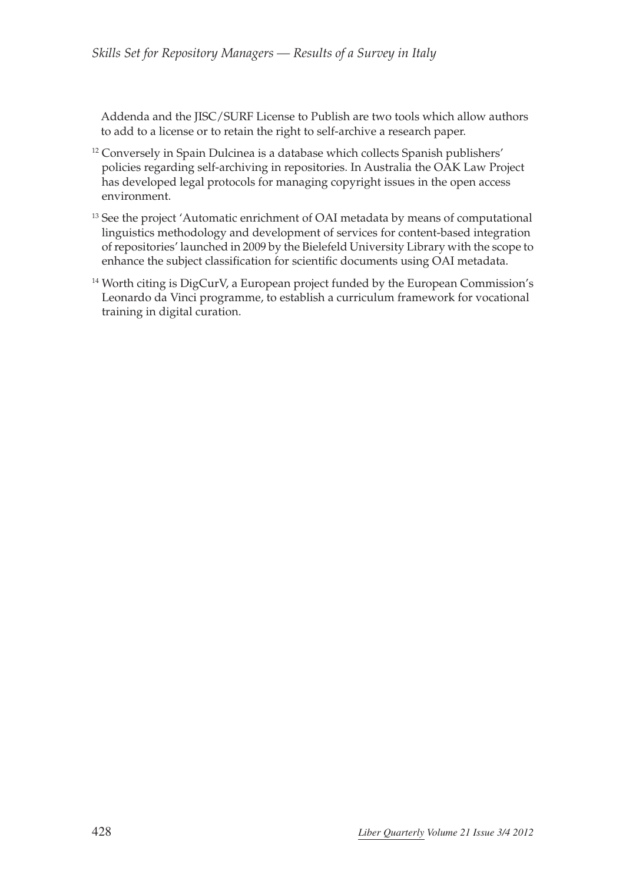Addenda and the JISC/SURF License to Publish are two tools which allow authors to add to a license or to retain the right to self-archive a research paper.

[12] Conversely in Spain Dulcinea is a database which collects Spanish publishers' policies regarding self-archiving in repositories. In Australia the OAK Law Project has developed legal protocols for managing copyright issues in the open access environment.

[13] See the project 'Automatic enrichment of OAI metadata by means of computational linguistics methodology and development of services for content-based integration of repositories' launched in 2009 by the Bielefeld University Library with the scope to enhance the subject classification for scientific documents using OAI metadata.

[14] Worth citing is DigCurV, a European project funded by the European Commission's Leonardo da Vinci programme, to establish a curriculum framework for vocational training in digital curation.